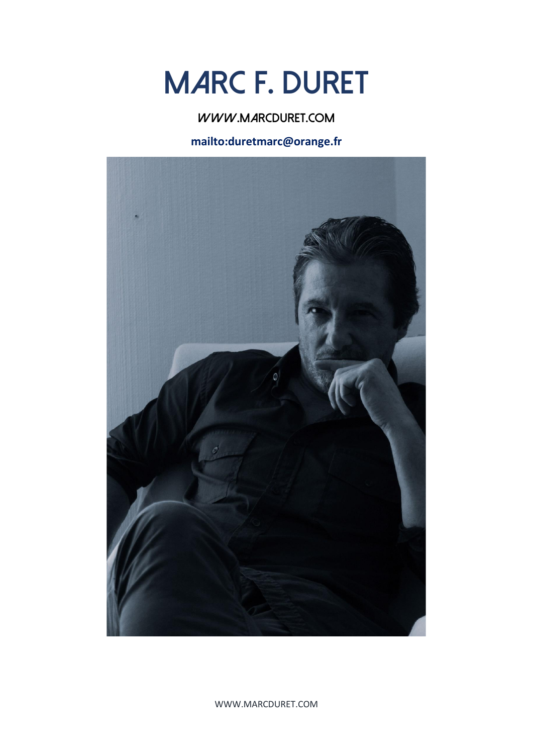# MARC F. DURET

*WWW*.MARCDURET.COM

**mailto:duretmarc@orange.fr**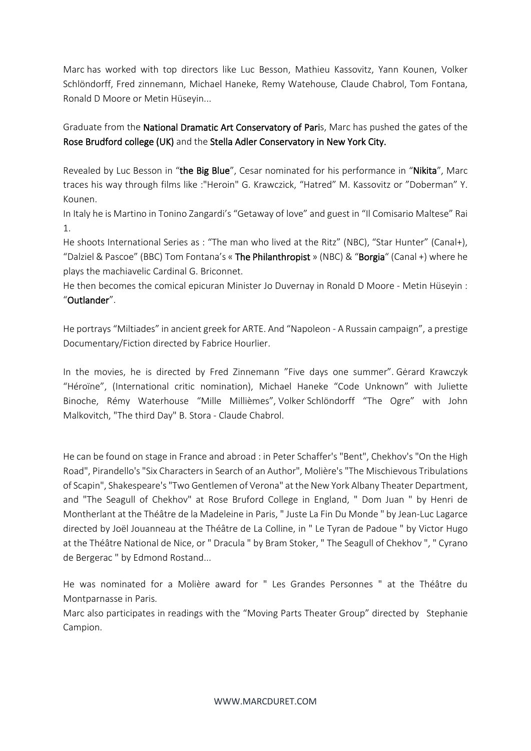Marc has worked with top directors like Luc Besson, Mathieu Kassovitz, Yann Kounen, Volker Schlöndorff, Fred zinnemann, Michael Haneke, Remy Watehouse, Claude Chabrol, Tom Fontana, Ronald D Moore or Metin Hüseyin...

Graduate from the **National Dramatic Art Conservatory of Pari**s, Marc has pushed the gates of the **Rose Brudford college (UK)** and the **Stella Adler Conservatory in New York City.**

Revealed by Luc Besson in "**the Big Blue**", Cesar nominated for his performance in "**Nikita**", Marc traces his way through films like :"Heroin" G. Krawczick, "Hatred" M. Kassovitz or "Doberman" Y. Kounen.
In Italy he is Martino in Tonino Zangardi's "Getaway of love" and guest in "Il Comisario Maltese" Rai 1.
He shoots International Series as : "The man who lived at the Ritz" (NBC), "Star Hunter" (Canal+), "Dalziel & Pascoe" (BBC) Tom Fontana's « **The Philanthropist** » (NBC) & "**Borgia**" (Canal +) where he plays the machiavelic Cardinal G. Briconnet.
He then becomes the comical epicuran Minister Jo Duvernay in Ronald D Moore - Metin Hüseyin : "**Outlander**".

He portrays "Miltiades" in ancient greek for ARTE. And "Napoleon - A Russain campaign", a prestige Documentary/Fiction directed by Fabrice Hourlier.

In the movies, he is directed by Fred Zinnemann "Five days one summer". Gérard Krawczyk "Héroïne", (International critic nomination), Michael Haneke "Code Unknown" with Juliette Binoche, Rémy Waterhouse "Mille Millièmes", Volker Schlöndorff "The Ogre" with John Malkovitch, "The third Day" B. Stora - Claude Chabrol.

He can be found on stage in France and abroad : in Peter Schaffer's "Bent", Chekhov's "On the High Road", Pirandello's "Six Characters in Search of an Author", Molière's "The Mischievous Tribulations of Scapin", Shakespeare's "Two Gentlemen of Verona" at the New York Albany Theater Department, and "The Seagull of Chekhov" at Rose Bruford College in England, " Dom Juan " by Henri de Montherlant at the Théâtre de la Madeleine in Paris, " Juste La Fin Du Monde " by Jean-Luc Lagarce directed by Joël Jouanneau at the Théâtre de La Colline, in " Le Tyran de Padoue " by Victor Hugo at the Théâtre National de Nice, or " Dracula " by Bram Stoker, " The Seagull of Chekhov ", " Cyrano de Bergerac " by Edmond Rostand...

He was nominated for a Molière award for " Les Grandes Personnes " at the Théâtre du Montparnasse in Paris.
Marc also participates in readings with the "Moving Parts Theater Group" directed by Stephanie Campion.

WWW.MARCDURET.COM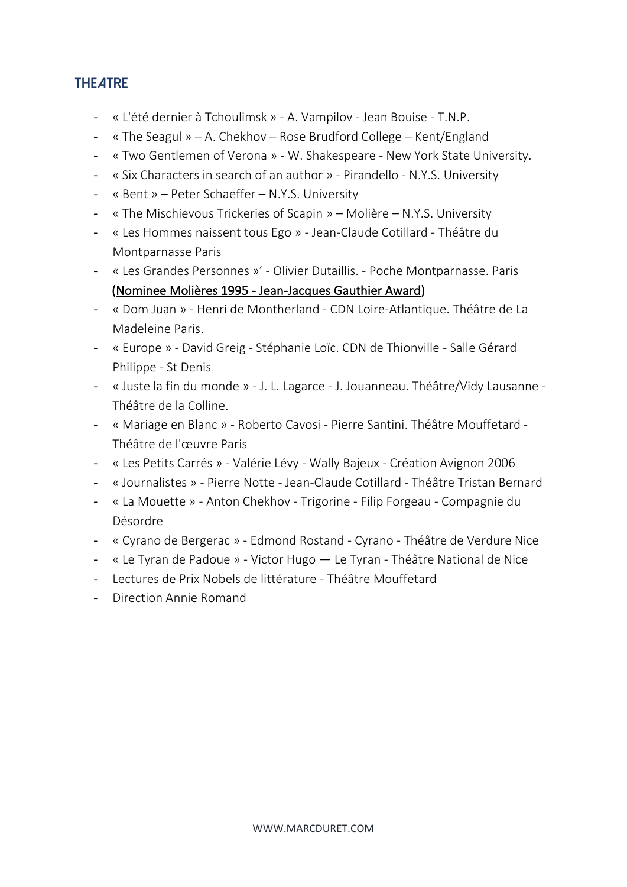## THEATRE

- « L'été dernier à Tchoulimsk » - A. Vampilov - Jean Bouise - T.N.P.
- « The Seagul » – A. Chekhov – Rose Brudford College – Kent/England
- « Two Gentlemen of Verona » - W. Shakespeare - New York State University.
- « Six Characters in search of an author » - Pirandello - N.Y.S. University
- « Bent » – Peter Schaeffer – N.Y.S. University
- « The Mischievous Trickeries of Scapin » – Molière – N.Y.S. University
- « Les Hommes naissent tous Ego » - Jean-Claude Cotillard - Théâtre du Montparnasse Paris
- « Les Grandes Personnes »' - Olivier Dutaillis. - Poche Montparnasse. Paris (Nominee Molières 1995 - Jean-Jacques Gauthier Award)
- « Dom Juan » - Henri de Montherland - CDN Loire-Atlantique. Théâtre de La Madeleine Paris.
- « Europe » - David Greig - Stéphanie Loïc. CDN de Thionville - Salle Gérard Philippe - St Denis
- « Juste la fin du monde » - J. L. Lagarce - J. Jouanneau. Théâtre/Vidy Lausanne - Théâtre de la Colline.
- « Mariage en Blanc » - Roberto Cavosi - Pierre Santini. Théâtre Mouffetard - Théâtre de l'œuvre Paris
- « Les Petits Carrés » - Valérie Lévy - Wally Bajeux - Création Avignon 2006
- « Journalistes » - Pierre Notte - Jean-Claude Cotillard - Théâtre Tristan Bernard
- « La Mouette » - Anton Chekhov - Trigorine - Filip Forgeau - Compagnie du Désordre
- « Cyrano de Bergerac » - Edmond Rostand - Cyrano - Théâtre de Verdure Nice
- « Le Tyran de Padoue » - Victor Hugo — Le Tyran - Théâtre National de Nice
- Lectures de Prix Nobels de littérature - Théâtre Mouffetard
- Direction Annie Romand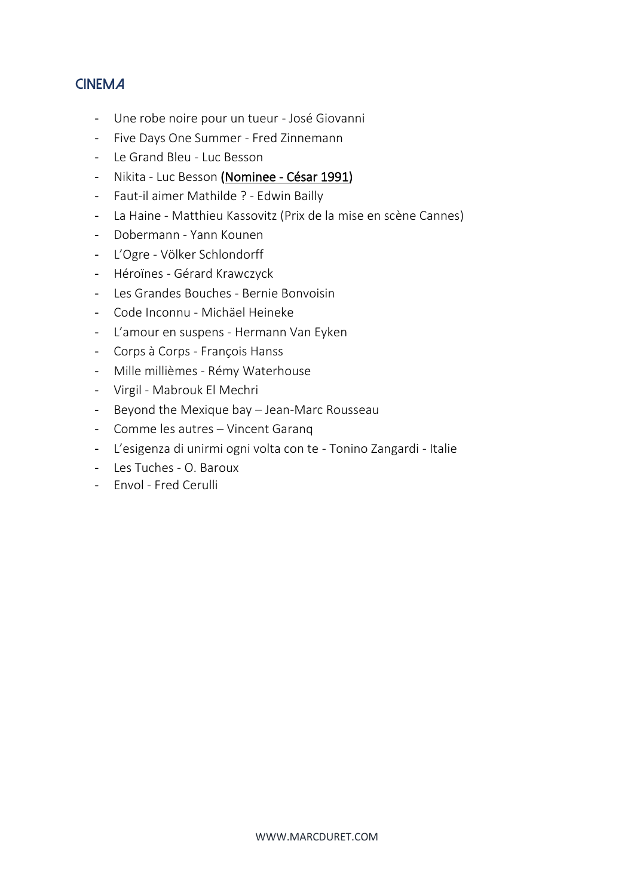## CINEMA

- Une robe noire pour un tueur - José Giovanni
- Five Days One Summer - Fred Zinnemann
- Le Grand Bleu - Luc Besson
- Nikita - Luc Besson (Nominee - César 1991)
- Faut-il aimer Mathilde ? - Edwin Bailly
- La Haine - Matthieu Kassovitz (Prix de la mise en scène Cannes)
- Dobermann - Yann Kounen
- L'Ogre - Völker Schlondorff
- Héroïnes - Gérard Krawczyck
- Les Grandes Bouches - Bernie Bonvoisin
- Code Inconnu - Michäel Heineke
- L'amour en suspens - Hermann Van Eyken
- Corps à Corps - François Hanss
- Mille millièmes - Rémy Waterhouse
- Virgil - Mabrouk El Mechri
- Beyond the Mexique bay – Jean-Marc Rousseau
- Comme les autres – Vincent Garanq
- L'esigenza di unirmi ogni volta con te - Tonino Zangardi - Italie
- Les Tuches - O. Baroux
- Envol - Fred Cerulli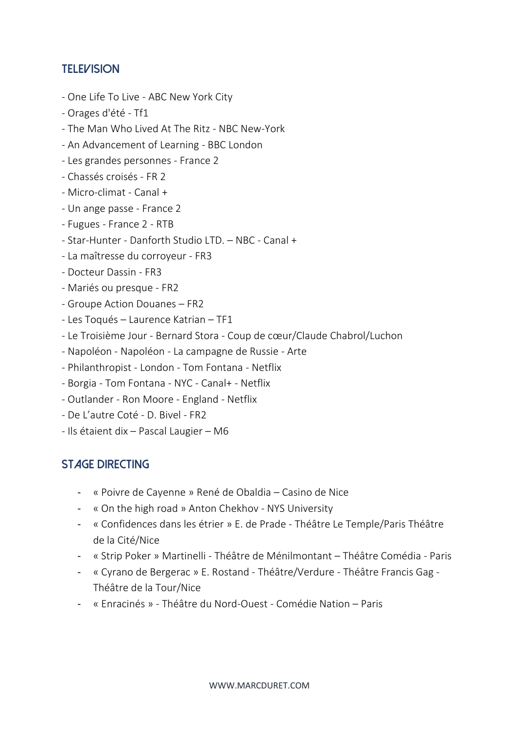## TELEVISION

- One Life To Live - ABC New York City
- Orages d'été - Tf1
- The Man Who Lived At The Ritz - NBC New-York
- An Advancement of Learning - BBC London
- Les grandes personnes - France 2
- Chassés croisés - FR 2
- Micro-climat - Canal +
- Un ange passe - France 2
- Fugues - France 2 - RTB
- Star-Hunter - Danforth Studio LTD. – NBC - Canal +
- La maîtresse du corroyeur - FR3
- Docteur Dassin - FR3
- Mariés ou presque - FR2
- Groupe Action Douanes – FR2
- Les Toqués – Laurence Katrian – TF1
- Le Troisième Jour - Bernard Stora - Coup de cœur/Claude Chabrol/Luchon
- Napoléon - Napoléon - La campagne de Russie - Arte
- Philanthropist - London - Tom Fontana - Netflix
- Borgia - Tom Fontana - NYC - Canal+ - Netflix
- Outlander - Ron Moore - England - Netflix
- De L'autre Coté - D. Bivel - FR2
- Ils étaient dix – Pascal Laugier – M6

## STAGE DIRECTING

- « Poivre de Cayenne » René de Obaldia – Casino de Nice
- « On the high road » Anton Chekhov - NYS University
- « Confidences dans les étrier » E. de Prade - Théâtre Le Temple/Paris Théâtre de la Cité/Nice
- « Strip Poker » Martinelli - Théâtre de Ménilmontant – Théâtre Comédia - Paris
- « Cyrano de Bergerac » E. Rostand - Théâtre/Verdure - Théâtre Francis Gag - Théâtre de la Tour/Nice
- « Enracinés » - Théâtre du Nord-Ouest - Comédie Nation – Paris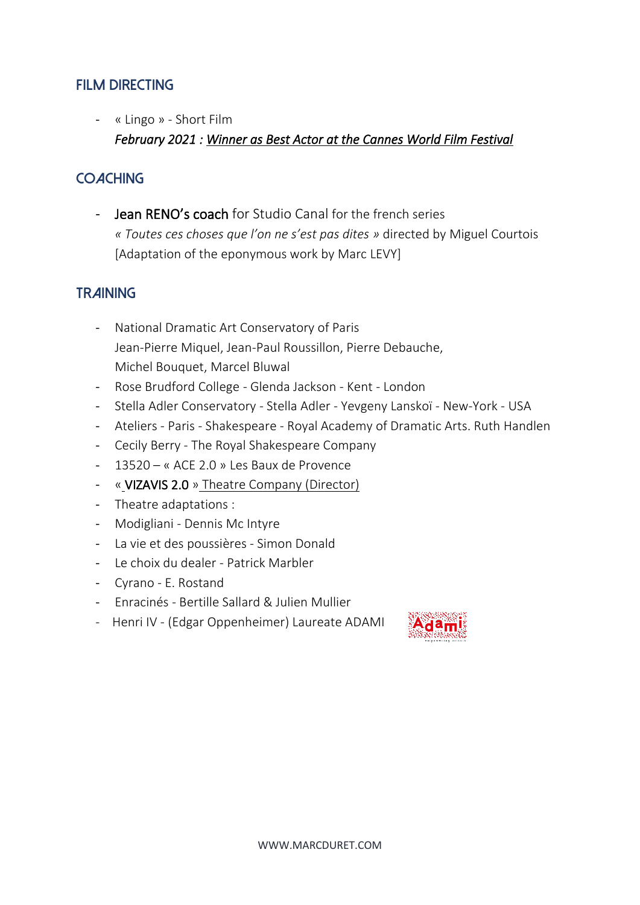## FILM DIRECTING

- « Lingo » - Short Film
  *February 2021 : Winner as Best Actor at the Cannes World Film Festival*

## COACHING

- Jean RENO's coach for Studio Canal for the french series
  *« Toutes ces choses que l'on ne s'est pas dites »* directed by Miguel Courtois
  [Adaptation of the eponymous work by Marc LEVY]

## TRAINING

- National Dramatic Art Conservatory of Paris
  Jean-Pierre Miquel, Jean-Paul Roussillon, Pierre Debauche,
  Michel Bouquet, Marcel Bluwal
- Rose Brudford College - Glenda Jackson - Kent - London
- Stella Adler Conservatory - Stella Adler - Yevgeny Lanskoï - New-York - USA
- Ateliers - Paris - Shakespeare - Royal Academy of Dramatic Arts. Ruth Handlen
- Cecily Berry - The Royal Shakespeare Company
- 13520 – « ACE 2.0 » Les Baux de Provence
- « VIZAVIS 2.0 » Theatre Company (Director)
- Theatre adaptations :
- Modigliani - Dennis Mc Intyre
- La vie et des poussières - Simon Donald
- Le choix du dealer - Patrick Marbler
- Cyrano - E. Rostand
- Enracinés - Bertille Sallard & Julien Mullier
- Henri IV - (Edgar Oppenheimer) Laureate ADAMI